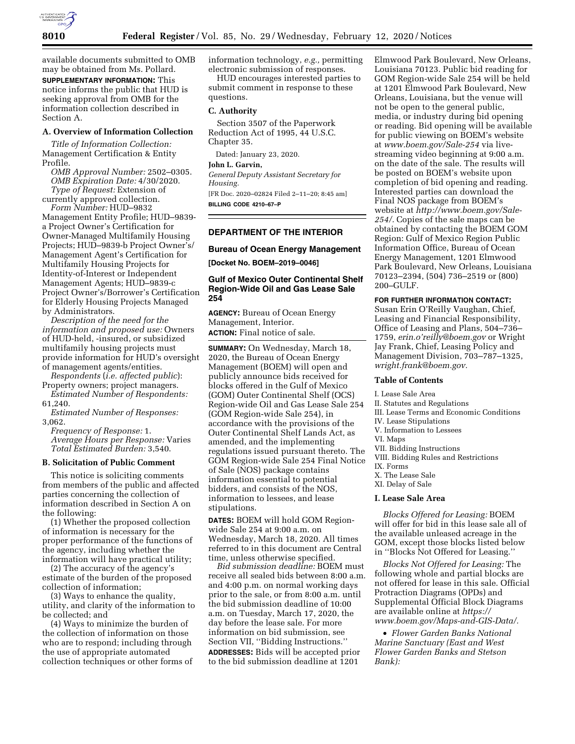available documents submitted to OMB may be obtained from Ms. Pollard.

**SUPPLEMENTARY INFORMATION:** This notice informs the public that HUD is seeking approval from OMB for the information collection described in Section A.

### A. Overview of Information Collection

*Title of Information Collection:* Management Certification & Entity Profile.

*OMB Approval Number:* 2502–0305.

*OMB Expiration Date:* 4/30/2020.

*Type of Request:* Extension of currently approved collection.

*Form Number:* HUD–9832 Management Entity Profile; HUD–9839-a Project Owner's Certification for Owner-Managed Multifamily Housing Projects; HUD–9839-b Project Owner's/Management Agent's Certification for Multifamily Housing Projects for Identity-of-Interest or Independent Management Agents; HUD–9839-c Project Owner's/Borrower's Certification for Elderly Housing Projects Managed by Administrators.

*Description of the need for the information and proposed use:* Owners of HUD-held, -insured, or subsidized multifamily housing projects must provide information for HUD's oversight of management agents/entities.

*Respondents* (*i.e. affected public*): Property owners; project managers.

*Estimated Number of Respondents:* 61,240.

*Estimated Number of Responses:* 3,062.

*Frequency of Response:* 1.

*Average Hours per Response:* Varies

*Total Estimated Burden:* 3,540.

### B. Solicitation of Public Comment

This notice is soliciting comments from members of the public and affected parties concerning the collection of information described in Section A on the following:

(1) Whether the proposed collection of information is necessary for the proper performance of the functions of the agency, including whether the information will have practical utility;

(2) The accuracy of the agency's estimate of the burden of the proposed collection of information;

(3) Ways to enhance the quality, utility, and clarity of the information to be collected; and

(4) Ways to minimize the burden of the collection of information on those who are to respond; including through the use of appropriate automated collection techniques or other forms of information technology, *e.g.,* permitting electronic submission of responses.

HUD encourages interested parties to submit comment in response to these questions.

### C. Authority

Section 3507 of the Paperwork Reduction Act of 1995, 44 U.S.C. Chapter 35.

Dated: January 23, 2020.

**John L. Garvin,**

*General Deputy Assistant Secretary for Housing.*

[FR Doc. 2020–02824 Filed 2–11–20; 8:45 am]

**BILLING CODE 4210–67–P**

---

## DEPARTMENT OF THE INTERIOR

### Bureau of Ocean Energy Management

**[Docket No. BOEM–2019–0046]**

### Gulf of Mexico Outer Continental Shelf Region-Wide Oil and Gas Lease Sale 254

**AGENCY:** Bureau of Ocean Energy Management, Interior.

**ACTION:** Final notice of sale.

**SUMMARY:** On Wednesday, March 18, 2020, the Bureau of Ocean Energy Management (BOEM) will open and publicly announce bids received for blocks offered in the Gulf of Mexico (GOM) Outer Continental Shelf (OCS) Region-wide Oil and Gas Lease Sale 254 (GOM Region-wide Sale 254), in accordance with the provisions of the Outer Continental Shelf Lands Act, as amended, and the implementing regulations issued pursuant thereto. The GOM Region-wide Sale 254 Final Notice of Sale (NOS) package contains information essential to potential bidders, and consists of the NOS, information to lessees, and lease stipulations.

**DATES:** BOEM will hold GOM Region-wide Sale 254 at 9:00 a.m. on Wednesday, March 18, 2020. All times referred to in this document are Central time, unless otherwise specified.

*Bid submission deadline:* BOEM must receive all sealed bids between 8:00 a.m. and 4:00 p.m. on normal working days prior to the sale, or from 8:00 a.m. until the bid submission deadline of 10:00 a.m. on Tuesday, March 17, 2020, the day before the lease sale. For more information on bid submission, see Section VII, ''Bidding Instructions.''

**ADDRESSES:** Bids will be accepted prior to the bid submission deadline at 1201 Elmwood Park Boulevard, New Orleans, Louisiana 70123. Public bid reading for GOM Region-wide Sale 254 will be held at 1201 Elmwood Park Boulevard, New Orleans, Louisiana, but the venue will not be open to the general public, media, or industry during bid opening or reading. Bid opening will be available for public viewing on BOEM's website at *www.boem.gov/Sale-254* via live-streaming video beginning at 9:00 a.m. on the date of the sale. The results will be posted on BOEM's website upon completion of bid opening and reading. Interested parties can download the Final NOS package from BOEM's website at *http://www.boem.gov/Sale-254/.* Copies of the sale maps can be obtained by contacting the BOEM GOM Region: Gulf of Mexico Region Public Information Office, Bureau of Ocean Energy Management, 1201 Elmwood Park Boulevard, New Orleans, Louisiana 70123–2394, (504) 736–2519 or (800) 200–GULF.

**FOR FURTHER INFORMATION CONTACT:** Susan Erin O'Reilly Vaughan, Chief, Leasing and Financial Responsibility, Office of Leasing and Plans, 504–736–1759, *erin.o'reilly@boem.gov* or Wright Jay Frank, Chief, Leasing Policy and Management Division, 703–787–1325, *wright.frank@boem.gov.*

#### Table of Contents

I. Lease Sale Area
II. Statutes and Regulations
III. Lease Terms and Economic Conditions
IV. Lease Stipulations
V. Information to Lessees
VI. Maps
VII. Bidding Instructions
VIII. Bidding Rules and Restrictions
IX. Forms
X. The Lease Sale
XI. Delay of Sale

#### I. Lease Sale Area

*Blocks Offered for Leasing:* BOEM will offer for bid in this lease sale all of the available unleased acreage in the GOM, except those blocks listed below in ''Blocks Not Offered for Leasing.''

*Blocks Not Offered for Leasing:* The following whole and partial blocks are not offered for lease in this sale. Official Protraction Diagrams (OPDs) and Supplemental Official Block Diagrams are available online at *https://www.boem.gov/Maps-and-GIS-Data/.*

- *Flower Garden Banks National Marine Sanctuary (East and West Flower Garden Banks and Stetson Bank):*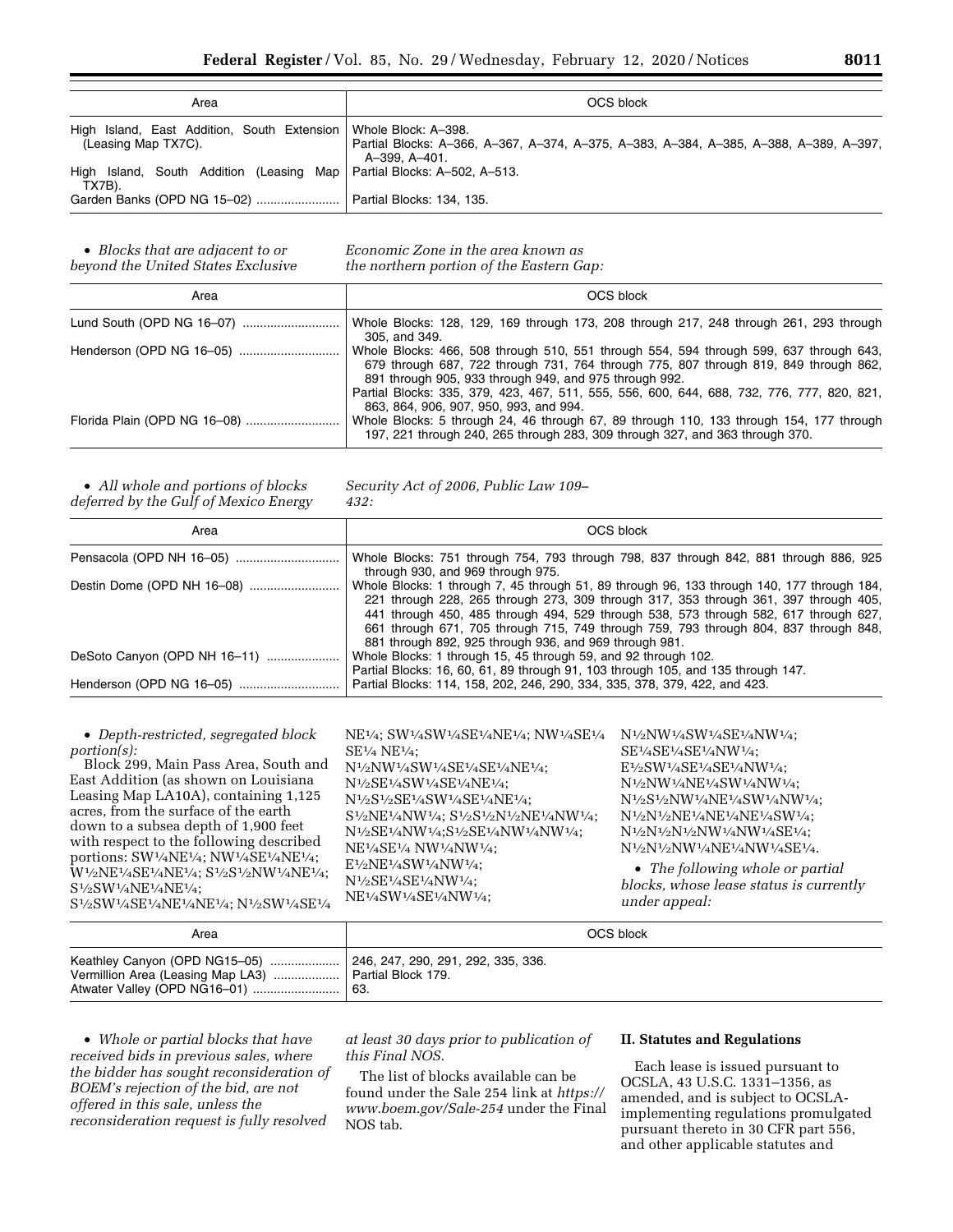| Area | OCS block |
|---|---|
| High Island, East Addition, South Extension (Leasing Map TX7C). | Whole Block: A–398. Partial Blocks: A–366, A–367, A–374, A–375, A–383, A–384, A–385, A–388, A–389, A–397, A–399, A–401. |
| High Island, South Addition (Leasing Map TX7B). | Partial Blocks: A–502, A–513. |
| Garden Banks (OPD NG 15–02) | Partial Blocks: 134, 135. |

- *Blocks that are adjacent to or beyond the United States Exclusive Economic Zone in the area known as the northern portion of the Eastern Gap:*

| Area | OCS block |
|---|---|
| Lund South (OPD NG 16–07) | Whole Blocks: 128, 129, 169 through 173, 208 through 217, 248 through 261, 293 through 305, and 349. |
| Henderson (OPD NG 16–05) | Whole Blocks: 466, 508 through 510, 551 through 554, 594 through 599, 637 through 643, 679 through 687, 722 through 731, 764 through 775, 807 through 819, 849 through 862, 891 through 905, 933 through 949, and 975 through 992. Partial Blocks: 335, 379, 423, 467, 511, 555, 556, 600, 644, 688, 732, 776, 777, 820, 821, 863, 864, 906, 907, 950, 993, and 994. |
| Florida Plain (OPD NG 16–08) | Whole Blocks: 5 through 24, 46 through 67, 89 through 110, 133 through 154, 177 through 197, 221 through 240, 265 through 283, 309 through 327, and 363 through 370. |

- *All whole and portions of blocks deferred by the Gulf of Mexico Energy Security Act of 2006, Public Law 109–432:*

| Area | OCS block |
|---|---|
| Pensacola (OPD NH 16–05) | Whole Blocks: 751 through 754, 793 through 798, 837 through 842, 881 through 886, 925 through 930, and 969 through 975. |
| Destin Dome (OPD NH 16–08) | Whole Blocks: 1 through 7, 45 through 51, 89 through 96, 133 through 140, 177 through 184, 221 through 228, 265 through 273, 309 through 317, 353 through 361, 397 through 405, 441 through 450, 485 through 494, 529 through 538, 573 through 582, 617 through 627, 661 through 671, 705 through 715, 749 through 759, 793 through 804, 837 through 848, 881 through 892, 925 through 936, and 969 through 981. |
| DeSoto Canyon (OPD NH 16–11) | Whole Blocks: 1 through 15, 45 through 59, and 92 through 102. Partial Blocks: 16, 60, 61, 89 through 91, 103 through 105, and 135 through 147. |
| Henderson (OPD NG 16–05) | Partial Blocks: 114, 158, 202, 246, 290, 334, 335, 378, 379, 422, and 423. |

- *Depth-restricted, segregated block portion(s):*

Block 299, Main Pass Area, South and East Addition (as shown on Louisiana Leasing Map LA10A), containing 1,125 acres, from the surface of the earth down to a subsea depth of 1,900 feet with respect to the following described portions: SW¼NE¼; NW¼SE¼NE¼; W½NE¼SE¼NE¼; S½S½NW¼NE¼; S½SW¼NE¼NE¼; S½SW¼SE¼NE¼NE¼; N½SW¼SE¼NE¼; SW¼SW¼SE¼NE¼; NW¼SE¼SE¼ NE¼; N½NW¼SW¼SE¼SE¼NE¼; N½SE¼SW¼SE¼NE¼; N½S½SE¼SW¼SE¼NE¼; S½NE¼NW¼; S½S½N½NE¼NW¼; N½SE¼NW¼;S½SE¼NW¼NW¼; NE¼SE¼ NW¼NW¼; E½NE¼SW¼NW¼; N½SE¼SE¼NW¼; NE¼SW¼SE¼NW¼; N½NW¼SW¼SE¼NW¼; SE¼SE¼SE¼NW¼; E½SW¼SE¼SE¼NW¼; N½NW¼NE¼SW¼NW¼; N½S½NW¼NE¼SW¼NW¼; N½N½NE¼NE¼NE¼SW¼; N½N½N½NW¼NW¼SE¼; N½N½NW¼NE¼NW¼SE¼.

- *The following whole or partial blocks, whose lease status is currently under appeal:*

| Area | OCS block |
|---|---|
| Keathley Canyon (OPD NG15–05) | 246, 247, 290, 291, 292, 335, 336. |
| Vermillion Area (Leasing Map LA3) | Partial Block 179. |
| Atwater Valley (OPD NG16–01) | 63. |

- *Whole or partial blocks that have received bids in previous sales, where the bidder has sought reconsideration of BOEM's rejection of the bid, are not offered in this sale, unless the reconsideration request is fully resolved at least 30 days prior to publication of this Final NOS.*

The list of blocks available can be found under the Sale 254 link at *https://www.boem.gov/Sale-254* under the Final NOS tab.

## II. Statutes and Regulations

Each lease is issued pursuant to OCSLA, 43 U.S.C. 1331–1356, as amended, and is subject to OCSLA-implementing regulations promulgated pursuant thereto in 30 CFR part 556, and other applicable statutes and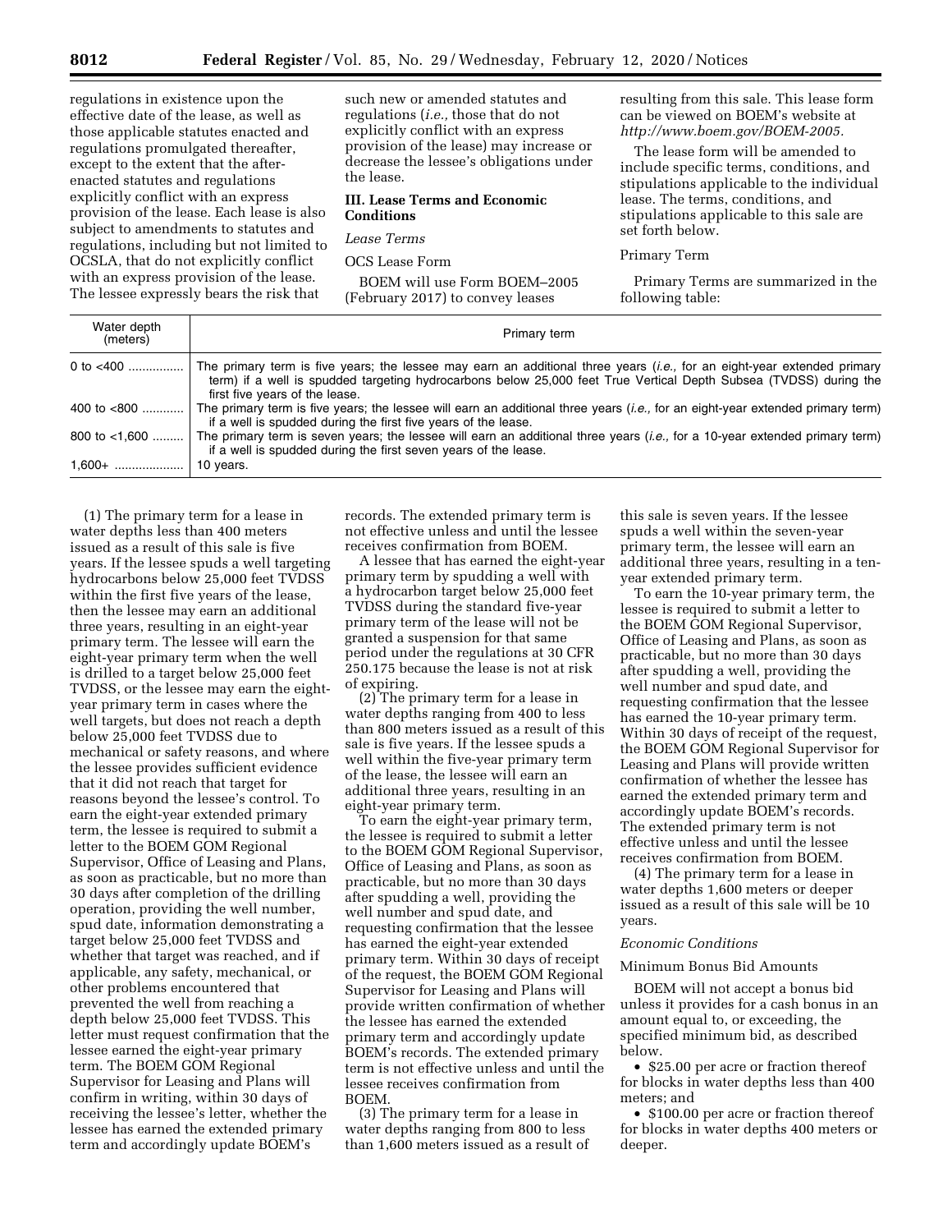regulations in existence upon the effective date of the lease, as well as those applicable statutes enacted and regulations promulgated thereafter, except to the extent that the after-enacted statutes and regulations explicitly conflict with an express provision of the lease. Each lease is also subject to amendments to statutes and regulations, including but not limited to OCSLA, that do not explicitly conflict with an express provision of the lease. The lessee expressly bears the risk that such new or amended statutes and regulations (*i.e.,* those that do not explicitly conflict with an express provision of the lease) may increase or decrease the lessee's obligations under the lease.

## III. Lease Terms and Economic Conditions

*Lease Terms*

OCS Lease Form

BOEM will use Form BOEM–2005 (February 2017) to convey leases resulting from this sale. This lease form can be viewed on BOEM's website at *http://www.boem.gov/BOEM-2005.*

The lease form will be amended to include specific terms, conditions, and stipulations applicable to the individual lease. The terms, conditions, and stipulations applicable to this sale are set forth below.

Primary Term

Primary Terms are summarized in the following table:

| Water depth (meters) | Primary term |
|---|---|
| 0 to <400 | The primary term is five years; the lessee may earn an additional three years (*i.e.,* for an eight-year extended primary term) if a well is spudded targeting hydrocarbons below 25,000 feet True Vertical Depth Subsea (TVDSS) during the first five years of the lease. |
| 400 to <800 | The primary term is five years; the lessee will earn an additional three years (*i.e.,* for an eight-year extended primary term) if a well is spudded during the first five years of the lease. |
| 800 to <1,600 | The primary term is seven years; the lessee will earn an additional three years (*i.e.,* for a 10-year extended primary term) if a well is spudded during the first seven years of the lease. |
| 1,600+ | 10 years. |

(1) The primary term for a lease in water depths less than 400 meters issued as a result of this sale is five years. If the lessee spuds a well targeting hydrocarbons below 25,000 feet TVDSS within the first five years of the lease, then the lessee may earn an additional three years, resulting in an eight-year primary term. The lessee will earn the eight-year primary term when the well is drilled to a target below 25,000 feet TVDSS, or the lessee may earn the eight-year primary term in cases where the well targets, but does not reach a depth below 25,000 feet TVDSS due to mechanical or safety reasons, and where the lessee provides sufficient evidence that it did not reach that target for reasons beyond the lessee's control. To earn the eight-year extended primary term, the lessee is required to submit a letter to the BOEM GOM Regional Supervisor, Office of Leasing and Plans, as soon as practicable, but no more than 30 days after completion of the drilling operation, providing the well number, spud date, information demonstrating a target below 25,000 feet TVDSS and whether that target was reached, and if applicable, any safety, mechanical, or other problems encountered that prevented the well from reaching a depth below 25,000 feet TVDSS. This letter must request confirmation that the lessee earned the eight-year primary term. The BOEM GOM Regional Supervisor for Leasing and Plans will confirm in writing, within 30 days of receiving the lessee's letter, whether the lessee has earned the extended primary term and accordingly update BOEM's records. The extended primary term is not effective unless and until the lessee receives confirmation from BOEM.

A lessee that has earned the eight-year primary term by spudding a well with a hydrocarbon target below 25,000 feet TVDSS during the standard five-year primary term of the lease will not be granted a suspension for that same period under the regulations at 30 CFR 250.175 because the lease is not at risk of expiring.

(2) The primary term for a lease in water depths ranging from 400 to less than 800 meters issued as a result of this sale is five years. If the lessee spuds a well within the five-year primary term of the lease, the lessee will earn an additional three years, resulting in an eight-year primary term.

To earn the eight-year primary term, the lessee is required to submit a letter to the BOEM GOM Regional Supervisor, Office of Leasing and Plans, as soon as practicable, but no more than 30 days after spudding a well, providing the well number and spud date, and requesting confirmation that the lessee has earned the eight-year extended primary term. Within 30 days of receipt of the request, the BOEM GOM Regional Supervisor for Leasing and Plans will provide written confirmation of whether the lessee has earned the extended primary term and accordingly update BOEM's records. The extended primary term is not effective unless and until the lessee receives confirmation from BOEM.

(3) The primary term for a lease in water depths ranging from 800 to less than 1,600 meters issued as a result of this sale is seven years. If the lessee spuds a well within the seven-year primary term, the lessee will earn an additional three years, resulting in a ten-year extended primary term.

To earn the 10-year primary term, the lessee is required to submit a letter to the BOEM GOM Regional Supervisor, Office of Leasing and Plans, as soon as practicable, but no more than 30 days after spudding a well, providing the well number and spud date, and requesting confirmation that the lessee has earned the 10-year primary term. Within 30 days of receipt of the request, the BOEM GOM Regional Supervisor for Leasing and Plans will provide written confirmation of whether the lessee has earned the extended primary term and accordingly update BOEM's records. The extended primary term is not effective unless and until the lessee receives confirmation from BOEM.

(4) The primary term for a lease in water depths 1,600 meters or deeper issued as a result of this sale will be 10 years.

*Economic Conditions*

Minimum Bonus Bid Amounts

BOEM will not accept a bonus bid unless it provides for a cash bonus in an amount equal to, or exceeding, the specified minimum bid, as described below.

- $25.00 per acre or fraction thereof for blocks in water depths less than 400 meters; and
- $100.00 per acre or fraction thereof for blocks in water depths 400 meters or deeper.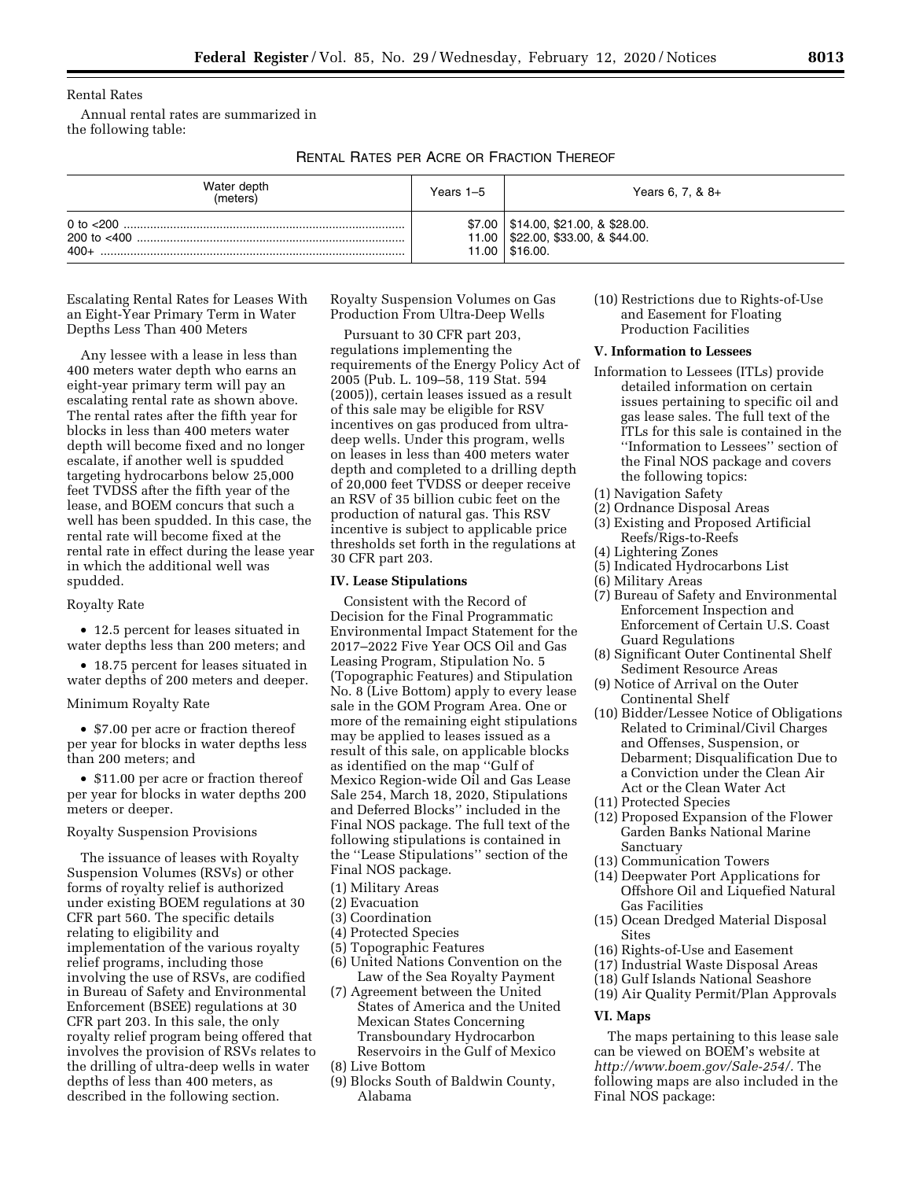Rental Rates

Annual rental rates are summarized in the following table:

RENTAL RATES PER ACRE OR FRACTION THEREOF

| Water depth (meters) | Years 1–5 | Years 6, 7, & 8+ |
| --- | --- | --- |
| 0 to <200 | $7.00 | $14.00, $21.00, & $28.00. |
| 200 to <400 | 11.00 | $22.00, $33.00, & $44.00. |
| 400+ | 11.00 | $16.00. |

Escalating Rental Rates for Leases With an Eight-Year Primary Term in Water Depths Less Than 400 Meters

Any lessee with a lease in less than 400 meters water depth who earns an eight-year primary term will pay an escalating rental rate as shown above. The rental rates after the fifth year for blocks in less than 400 meters water depth will become fixed and no longer escalate, if another well is spudded targeting hydrocarbons below 25,000 feet TVDSS after the fifth year of the lease, and BOEM concurs that such a well has been spudded. In this case, the rental rate will become fixed at the rental rate in effect during the lease year in which the additional well was spudded.

Royalty Rate

- 12.5 percent for leases situated in water depths less than 200 meters; and
- 18.75 percent for leases situated in water depths of 200 meters and deeper.

Minimum Royalty Rate

- $7.00 per acre or fraction thereof per year for blocks in water depths less than 200 meters; and
- $11.00 per acre or fraction thereof per year for blocks in water depths 200 meters or deeper.

Royalty Suspension Provisions

The issuance of leases with Royalty Suspension Volumes (RSVs) or other forms of royalty relief is authorized under existing BOEM regulations at 30 CFR part 560. The specific details relating to eligibility and implementation of the various royalty relief programs, including those involving the use of RSVs, are codified in Bureau of Safety and Environmental Enforcement (BSEE) regulations at 30 CFR part 203. In this sale, the only royalty relief program being offered that involves the provision of RSVs relates to the drilling of ultra-deep wells in water depths of less than 400 meters, as described in the following section.

Royalty Suspension Volumes on Gas Production From Ultra-Deep Wells

Pursuant to 30 CFR part 203, regulations implementing the requirements of the Energy Policy Act of 2005 (Pub. L. 109–58, 119 Stat. 594 (2005)), certain leases issued as a result of this sale may be eligible for RSV incentives on gas produced from ultra-deep wells. Under this program, wells on leases in less than 400 meters water depth and completed to a drilling depth of 20,000 feet TVDSS or deeper receive an RSV of 35 billion cubic feet on the production of natural gas. This RSV incentive is subject to applicable price thresholds set forth in the regulations at 30 CFR part 203.

### IV. Lease Stipulations

Consistent with the Record of Decision for the Final Programmatic Environmental Impact Statement for the 2017–2022 Five Year OCS Oil and Gas Leasing Program, Stipulation No. 5 (Topographic Features) and Stipulation No. 8 (Live Bottom) apply to every lease sale in the GOM Program Area. One or more of the remaining eight stipulations may be applied to leases issued as a result of this sale, on applicable blocks as identified on the map ''Gulf of Mexico Region-wide Oil and Gas Lease Sale 254, March 18, 2020, Stipulations and Deferred Blocks'' included in the Final NOS package. The full text of the following stipulations is contained in the ''Lease Stipulations'' section of the Final NOS package.

(1) Military Areas
(2) Evacuation
(3) Coordination
(4) Protected Species
(5) Topographic Features
(6) United Nations Convention on the Law of the Sea Royalty Payment
(7) Agreement between the United States of America and the United Mexican States Concerning Transboundary Hydrocarbon Reservoirs in the Gulf of Mexico
(8) Live Bottom
(9) Blocks South of Baldwin County, Alabama
(10) Restrictions due to Rights-of-Use and Easement for Floating Production Facilities

### V. Information to Lessees

Information to Lessees (ITLs) provide detailed information on certain issues pertaining to specific oil and gas lease sales. The full text of the ITLs for this sale is contained in the ''Information to Lessees'' section of the Final NOS package and covers the following topics:

(1) Navigation Safety
(2) Ordnance Disposal Areas
(3) Existing and Proposed Artificial Reefs/Rigs-to-Reefs
(4) Lightering Zones
(5) Indicated Hydrocarbons List
(6) Military Areas
(7) Bureau of Safety and Environmental Enforcement Inspection and Enforcement of Certain U.S. Coast Guard Regulations
(8) Significant Outer Continental Shelf Sediment Resource Areas
(9) Notice of Arrival on the Outer Continental Shelf
(10) Bidder/Lessee Notice of Obligations Related to Criminal/Civil Charges and Offenses, Suspension, or Debarment; Disqualification Due to a Conviction under the Clean Air Act or the Clean Water Act
(11) Protected Species
(12) Proposed Expansion of the Flower Garden Banks National Marine Sanctuary
(13) Communication Towers
(14) Deepwater Port Applications for Offshore Oil and Liquefied Natural Gas Facilities
(15) Ocean Dredged Material Disposal Sites
(16) Rights-of-Use and Easement
(17) Industrial Waste Disposal Areas
(18) Gulf Islands National Seashore
(19) Air Quality Permit/Plan Approvals

### VI. Maps

The maps pertaining to this lease sale can be viewed on BOEM's website at *http://www.boem.gov/Sale-254/.* The following maps are also included in the Final NOS package: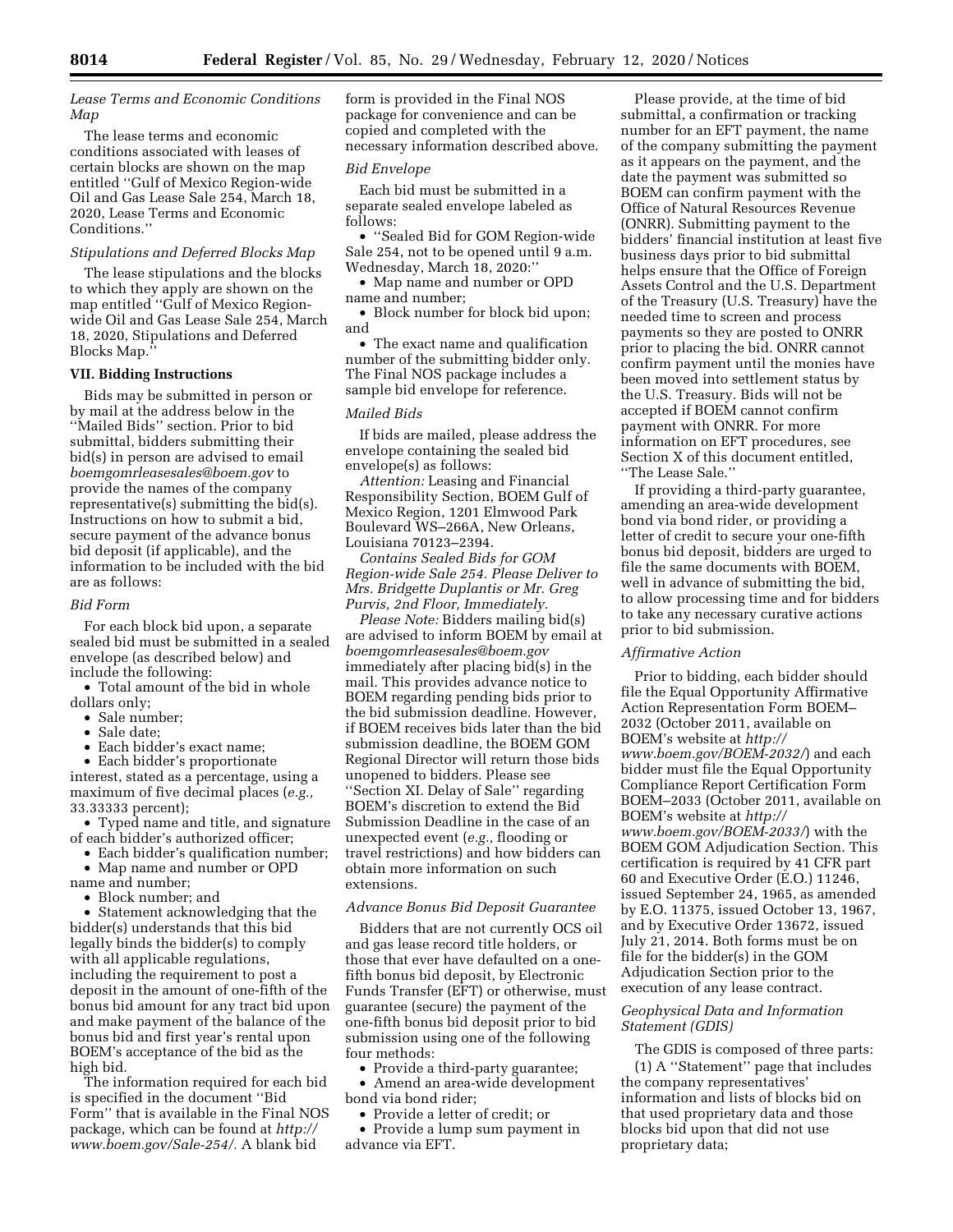*Lease Terms and Economic Conditions Map*

The lease terms and economic conditions associated with leases of certain blocks are shown on the map entitled ''Gulf of Mexico Region-wide Oil and Gas Lease Sale 254, March 18, 2020, Lease Terms and Economic Conditions.''

*Stipulations and Deferred Blocks Map*

The lease stipulations and the blocks to which they apply are shown on the map entitled ''Gulf of Mexico Region-wide Oil and Gas Lease Sale 254, March 18, 2020, Stipulations and Deferred Blocks Map.''

**VII. Bidding Instructions**

Bids may be submitted in person or by mail at the address below in the ''Mailed Bids'' section. Prior to bid submittal, bidders submitting their bid(s) in person are advised to email *boemgomrleasesales@boem.gov* to provide the names of the company representative(s) submitting the bid(s). Instructions on how to submit a bid, secure payment of the advance bonus bid deposit (if applicable), and the information to be included with the bid are as follows:

*Bid Form*

For each block bid upon, a separate sealed bid must be submitted in a sealed envelope (as described below) and include the following:

- Total amount of the bid in whole dollars only;
- Sale number;
- Sale date;
- Each bidder's exact name;
- Each bidder's proportionate interest, stated as a percentage, using a maximum of five decimal places (*e.g.,* 33.33333 percent);
- Typed name and title, and signature of each bidder's authorized officer;
- Each bidder's qualification number;
- Map name and number or OPD name and number;
- Block number; and
- Statement acknowledging that the bidder(s) understands that this bid legally binds the bidder(s) to comply with all applicable regulations, including the requirement to post a deposit in the amount of one-fifth of the bonus bid amount for any tract bid upon and make payment of the balance of the bonus bid and first year's rental upon BOEM's acceptance of the bid as the high bid.

The information required for each bid is specified in the document ''Bid Form'' that is available in the Final NOS package, which can be found at *http://www.boem.gov/Sale-254/.* A blank bid form is provided in the Final NOS package for convenience and can be copied and completed with the necessary information described above.

*Bid Envelope*

Each bid must be submitted in a separate sealed envelope labeled as follows:

- ''Sealed Bid for GOM Region-wide Sale 254, not to be opened until 9 a.m. Wednesday, March 18, 2020:''
- Map name and number or OPD name and number;
- Block number for block bid upon; and
- The exact name and qualification number of the submitting bidder only.

The Final NOS package includes a sample bid envelope for reference.

*Mailed Bids*

If bids are mailed, please address the envelope containing the sealed bid envelope(s) as follows:

*Attention:* Leasing and Financial Responsibility Section, BOEM Gulf of Mexico Region, 1201 Elmwood Park Boulevard WS–266A, New Orleans, Louisiana 70123–2394.

*Contains Sealed Bids for GOM Region-wide Sale 254. Please Deliver to Mrs. Bridgette Duplantis or Mr. Greg Purvis, 2nd Floor, Immediately.*

*Please Note:* Bidders mailing bid(s) are advised to inform BOEM by email at *boemgomrleasesales@boem.gov* immediately after placing bid(s) in the mail. This provides advance notice to BOEM regarding pending bids prior to the bid submission deadline. However, if BOEM receives bids later than the bid submission deadline, the BOEM GOM Regional Director will return those bids unopened to bidders. Please see ''Section XI. Delay of Sale'' regarding BOEM's discretion to extend the Bid Submission Deadline in the case of an unexpected event (*e.g.,* flooding or travel restrictions) and how bidders can obtain more information on such extensions.

*Advance Bonus Bid Deposit Guarantee*

Bidders that are not currently OCS oil and gas lease record title holders, or those that ever have defaulted on a one-fifth bonus bid deposit, by Electronic Funds Transfer (EFT) or otherwise, must guarantee (secure) the payment of the one-fifth bonus bid deposit prior to bid submission using one of the following four methods:

- Provide a third-party guarantee;
- Amend an area-wide development bond via bond rider;
- Provide a letter of credit; or
- Provide a lump sum payment in advance via EFT.

Please provide, at the time of bid submittal, a confirmation or tracking number for an EFT payment, the name of the company submitting the payment as it appears on the payment, and the date the payment was submitted so BOEM can confirm payment with the Office of Natural Resources Revenue (ONRR). Submitting payment to the bidders' financial institution at least five business days prior to bid submittal helps ensure that the Office of Foreign Assets Control and the U.S. Department of the Treasury (U.S. Treasury) have the needed time to screen and process payments so they are posted to ONRR prior to placing the bid. ONRR cannot confirm payment until the monies have been moved into settlement status by the U.S. Treasury. Bids will not be accepted if BOEM cannot confirm payment with ONRR. For more information on EFT procedures, see Section X of this document entitled, ''The Lease Sale.''

If providing a third-party guarantee, amending an area-wide development bond via bond rider, or providing a letter of credit to secure your one-fifth bonus bid deposit, bidders are urged to file the same documents with BOEM, well in advance of submitting the bid, to allow processing time and for bidders to take any necessary curative actions prior to bid submission.

*Affirmative Action*

Prior to bidding, each bidder should file the Equal Opportunity Affirmative Action Representation Form BOEM–2032 (October 2011, available on BOEM's website at *http://www.boem.gov/BOEM-2032/*) and each bidder must file the Equal Opportunity Compliance Report Certification Form BOEM–2033 (October 2011, available on BOEM's website at *http://www.boem.gov/BOEM-2033/*) with the BOEM GOM Adjudication Section. This certification is required by 41 CFR part 60 and Executive Order (E.O.) 11246, issued September 24, 1965, as amended by E.O. 11375, issued October 13, 1967, and by Executive Order 13672, issued July 21, 2014. Both forms must be on file for the bidder(s) in the GOM Adjudication Section prior to the execution of any lease contract.

*Geophysical Data and Information Statement (GDIS)*

The GDIS is composed of three parts:

(1) A ''Statement'' page that includes the company representatives' information and lists of blocks bid on that used proprietary data and those blocks bid upon that did not use proprietary data;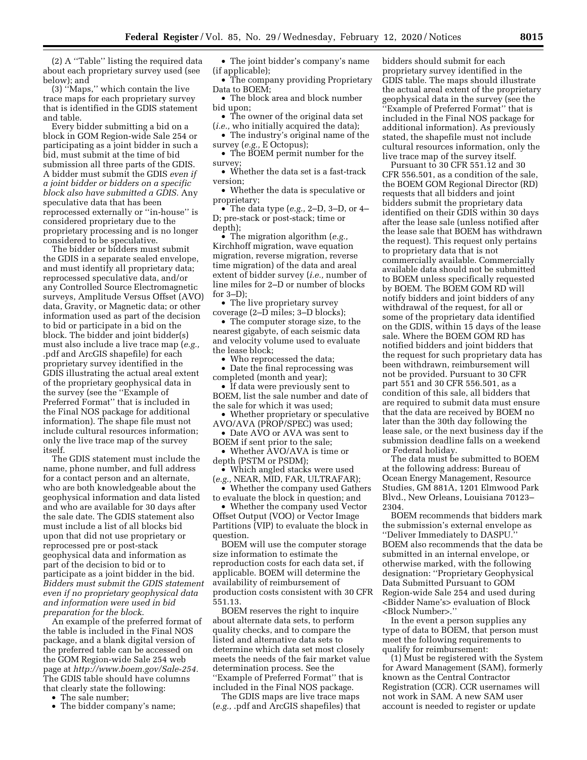(2) A ''Table'' listing the required data about each proprietary survey used (see below); and

(3) ''Maps,'' which contain the live trace maps for each proprietary survey that is identified in the GDIS statement and table.

Every bidder submitting a bid on a block in GOM Region-wide Sale 254 or participating as a joint bidder in such a bid, must submit at the time of bid submission all three parts of the GDIS. A bidder must submit the GDIS *even if a joint bidder or bidders on a specific block also have submitted a GDIS.* Any speculative data that has been reprocessed externally or ''in-house'' is considered proprietary due to the proprietary processing and is no longer considered to be speculative.

The bidder or bidders must submit the GDIS in a separate sealed envelope, and must identify all proprietary data; reprocessed speculative data, and/or any Controlled Source Electromagnetic surveys, Amplitude Versus Offset (AVO) data, Gravity, or Magnetic data; or other information used as part of the decision to bid or participate in a bid on the block. The bidder and joint bidder(s) must also include a live trace map (*e.g.,* .pdf and ArcGIS shapefile) for each proprietary survey identified in the GDIS illustrating the actual areal extent of the proprietary geophysical data in the survey (see the ''Example of Preferred Format'' that is included in the Final NOS package for additional information). The shape file must not include cultural resources information; only the live trace map of the survey itself.

The GDIS statement must include the name, phone number, and full address for a contact person and an alternate, who are both knowledgeable about the geophysical information and data listed and who are available for 30 days after the sale date. The GDIS statement also must include a list of all blocks bid upon that did not use proprietary or reprocessed pre or post-stack geophysical data and information as part of the decision to bid or to participate as a joint bidder in the bid. *Bidders must submit the GDIS statement even if no proprietary geophysical data and information were used in bid preparation for the block.*

An example of the preferred format of the table is included in the Final NOS package, and a blank digital version of the preferred table can be accessed on the GOM Region-wide Sale 254 web page at *http://www.boem.gov/Sale-254.* The GDIS table should have columns that clearly state the following:

- The sale number;
- The bidder company's name;
- The joint bidder's company's name (if applicable);
- The company providing Proprietary Data to BOEM;
- The block area and block number bid upon;
- The owner of the original data set (*i.e.,* who initially acquired the data);
- The industry's original name of the survey (*e.g.,* E Octopus);
- The BOEM permit number for the survey;
- Whether the data set is a fast-track version;
- Whether the data is speculative or proprietary;
- The data type (*e.g.,* 2–D, 3–D, or 4–D; pre-stack or post-stack; time or depth);
- The migration algorithm (*e.g.,* Kirchhoff migration, wave equation migration, reverse migration, reverse time migration) of the data and areal extent of bidder survey (*i.e.,* number of line miles for 2–D or number of blocks for 3–D);
- The live proprietary survey coverage (2–D miles; 3–D blocks);
- The computer storage size, to the nearest gigabyte, of each seismic data and velocity volume used to evaluate the lease block;
- Who reprocessed the data;
- Date the final reprocessing was completed (month and year);
- If data were previously sent to BOEM, list the sale number and date of the sale for which it was used;
- Whether proprietary or speculative AVO/AVA (PROP/SPEC) was used;
- Date AVO or AVA was sent to BOEM if sent prior to the sale;
- Whether AVO/AVA is time or depth (PSTM or PSDM);
- Which angled stacks were used (*e.g.,* NEAR, MID, FAR, ULTRAFAR);
- Whether the company used Gathers to evaluate the block in question; and
- Whether the company used Vector Offset Output (VOO) or Vector Image Partitions (VIP) to evaluate the block in question.

BOEM will use the computer storage size information to estimate the reproduction costs for each data set, if applicable. BOEM will determine the availability of reimbursement of production costs consistent with 30 CFR 551.13.

BOEM reserves the right to inquire about alternate data sets, to perform quality checks, and to compare the listed and alternative data sets to determine which data set most closely meets the needs of the fair market value determination process. See the ''Example of Preferred Format'' that is included in the Final NOS package.

The GDIS maps are live trace maps (*e.g.,* .pdf and ArcGIS shapefiles) that bidders should submit for each proprietary survey identified in the GDIS table. The maps should illustrate the actual areal extent of the proprietary geophysical data in the survey (see the ''Example of Preferred Format'' that is included in the Final NOS package for additional information). As previously stated, the shapefile must not include cultural resources information, only the live trace map of the survey itself.

Pursuant to 30 CFR 551.12 and 30 CFR 556.501, as a condition of the sale, the BOEM GOM Regional Director (RD) requests that all bidders and joint bidders submit the proprietary data identified on their GDIS within 30 days after the lease sale (unless notified after the lease sale that BOEM has withdrawn the request). This request only pertains to proprietary data that is not commercially available. Commercially available data should not be submitted to BOEM unless specifically requested by BOEM. The BOEM GOM RD will notify bidders and joint bidders of any withdrawal of the request, for all or some of the proprietary data identified on the GDIS, within 15 days of the lease sale. Where the BOEM GOM RD has notified bidders and joint bidders that the request for such proprietary data has been withdrawn, reimbursement will not be provided. Pursuant to 30 CFR part 551 and 30 CFR 556.501, as a condition of this sale, all bidders that are required to submit data must ensure that the data are received by BOEM no later than the 30th day following the lease sale, or the next business day if the submission deadline falls on a weekend or Federal holiday.

The data must be submitted to BOEM at the following address: Bureau of Ocean Energy Management, Resource Studies, GM 881A, 1201 Elmwood Park Blvd., New Orleans, Louisiana 70123–2304.

BOEM recommends that bidders mark the submission's external envelope as ''Deliver Immediately to DASPU.'' BOEM also recommends that the data be submitted in an internal envelope, or otherwise marked, with the following designation: ''Proprietary Geophysical Data Submitted Pursuant to GOM Region-wide Sale 254 and used during <Bidder Name's> evaluation of Block <Block Number>.''

In the event a person supplies any type of data to BOEM, that person must meet the following requirements to qualify for reimbursement:

(1) Must be registered with the System for Award Management (SAM), formerly known as the Central Contractor Registration (CCR). CCR usernames will not work in SAM. A new SAM user account is needed to register or update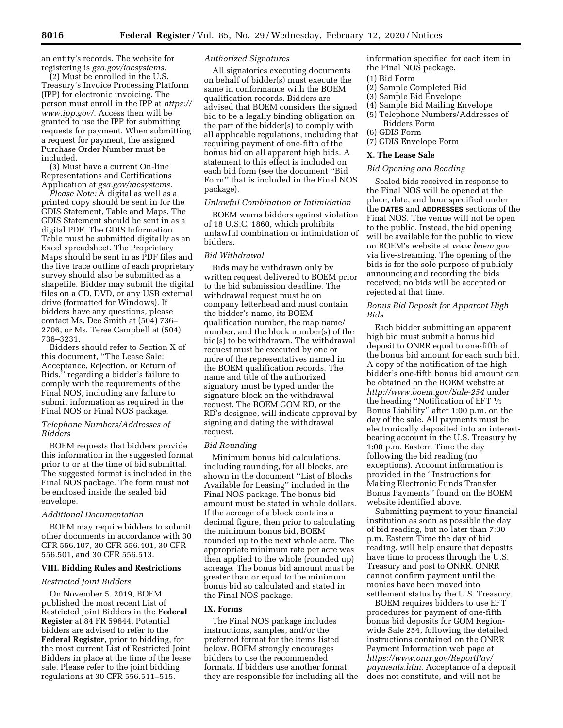an entity's records. The website for registering is *gsa.gov/iaesystems.*

(2) Must be enrolled in the U.S. Treasury's Invoice Processing Platform (IPP) for electronic invoicing. The person must enroll in the IPP at *https://www.ipp.gov/.* Access then will be granted to use the IPP for submitting requests for payment. When submitting a request for payment, the assigned Purchase Order Number must be included.

(3) Must have a current On-line Representations and Certifications Application at *gsa.gov/iaesystems.*

*Please Note:* A digital as well as a printed copy should be sent in for the GDIS Statement, Table and Maps. The GDIS Statement should be sent in as a digital PDF. The GDIS Information Table must be submitted digitally as an Excel spreadsheet. The Proprietary Maps should be sent in as PDF files and the live trace outline of each proprietary survey should also be submitted as a shapefile. Bidder may submit the digital files on a CD, DVD, or any USB external drive (formatted for Windows). If bidders have any questions, please contact Ms. Dee Smith at (504) 736–2706, or Ms. Teree Campbell at (504) 736–3231.

Bidders should refer to Section X of this document, ''The Lease Sale: Acceptance, Rejection, or Return of Bids,'' regarding a bidder's failure to comply with the requirements of the Final NOS, including any failure to submit information as required in the Final NOS or Final NOS package.

*Telephone Numbers/Addresses of Bidders*

BOEM requests that bidders provide this information in the suggested format prior to or at the time of bid submittal. The suggested format is included in the Final NOS package. The form must not be enclosed inside the sealed bid envelope.

*Additional Documentation*

BOEM may require bidders to submit other documents in accordance with 30 CFR 556.107, 30 CFR 556.401, 30 CFR 556.501, and 30 CFR 556.513.

## VIII. Bidding Rules and Restrictions

*Restricted Joint Bidders*

On November 5, 2019, BOEM published the most recent List of Restricted Joint Bidders in the **Federal Register** at 84 FR 59644. Potential bidders are advised to refer to the **Federal Register**, prior to bidding, for the most current List of Restricted Joint Bidders in place at the time of the lease sale. Please refer to the joint bidding regulations at 30 CFR 556.511–515.

*Authorized Signatures*

All signatories executing documents on behalf of bidder(s) must execute the same in conformance with the BOEM qualification records. Bidders are advised that BOEM considers the signed bid to be a legally binding obligation on the part of the bidder(s) to comply with all applicable regulations, including that requiring payment of one-fifth of the bonus bid on all apparent high bids. A statement to this effect is included on each bid form (see the document ''Bid Form'' that is included in the Final NOS package).

*Unlawful Combination or Intimidation*

BOEM warns bidders against violation of 18 U.S.C. 1860, which prohibits unlawful combination or intimidation of bidders.

*Bid Withdrawal*

Bids may be withdrawn only by written request delivered to BOEM prior to the bid submission deadline. The withdrawal request must be on company letterhead and must contain the bidder's name, its BOEM qualification number, the map name/number, and the block number(s) of the bid(s) to be withdrawn. The withdrawal request must be executed by one or more of the representatives named in the BOEM qualification records. The name and title of the authorized signatory must be typed under the signature block on the withdrawal request. The BOEM GOM RD, or the RD's designee, will indicate approval by signing and dating the withdrawal request.

*Bid Rounding*

Minimum bonus bid calculations, including rounding, for all blocks, are shown in the document ''List of Blocks Available for Leasing'' included in the Final NOS package. The bonus bid amount must be stated in whole dollars. If the acreage of a block contains a decimal figure, then prior to calculating the minimum bonus bid, BOEM rounded up to the next whole acre. The appropriate minimum rate per acre was then applied to the whole (rounded up) acreage. The bonus bid amount must be greater than or equal to the minimum bonus bid so calculated and stated in the Final NOS package.

## IX. Forms

The Final NOS package includes instructions, samples, and/or the preferred format for the items listed below. BOEM strongly encourages bidders to use the recommended formats. If bidders use another format, they are responsible for including all the information specified for each item in the Final NOS package.

(1) Bid Form
(2) Sample Completed Bid
(3) Sample Bid Envelope
(4) Sample Bid Mailing Envelope
(5) Telephone Numbers/Addresses of Bidders Form
(6) GDIS Form
(7) GDIS Envelope Form

## X. The Lease Sale

*Bid Opening and Reading*

Sealed bids received in response to the Final NOS will be opened at the place, date, and hour specified under the **DATES** and **ADDRESSES** sections of the Final NOS. The venue will not be open to the public. Instead, the bid opening will be available for the public to view on BOEM's website at *www.boem.gov* via live-streaming. The opening of the bids is for the sole purpose of publicly announcing and recording the bids received; no bids will be accepted or rejected at that time.

*Bonus Bid Deposit for Apparent High Bids*

Each bidder submitting an apparent high bid must submit a bonus bid deposit to ONRR equal to one-fifth of the bonus bid amount for each such bid. A copy of the notification of the high bidder's one-fifth bonus bid amount can be obtained on the BOEM website at *http://www.boem.gov/Sale-254* under the heading ''Notification of EFT ⅕ Bonus Liability'' after 1:00 p.m. on the day of the sale. All payments must be electronically deposited into an interest-bearing account in the U.S. Treasury by 1:00 p.m. Eastern Time the day following the bid reading (no exceptions). Account information is provided in the ''Instructions for Making Electronic Funds Transfer Bonus Payments'' found on the BOEM website identified above.

Submitting payment to your financial institution as soon as possible the day of bid reading, but no later than 7:00 p.m. Eastern Time the day of bid reading, will help ensure that deposits have time to process through the U.S. Treasury and post to ONRR. ONRR cannot confirm payment until the monies have been moved into settlement status by the U.S. Treasury.

BOEM requires bidders to use EFT procedures for payment of one-fifth bonus bid deposits for GOM Region-wide Sale 254, following the detailed instructions contained on the ONRR Payment Information web page at *https://www.onrr.gov/ReportPay/payments.htm.* Acceptance of a deposit does not constitute, and will not be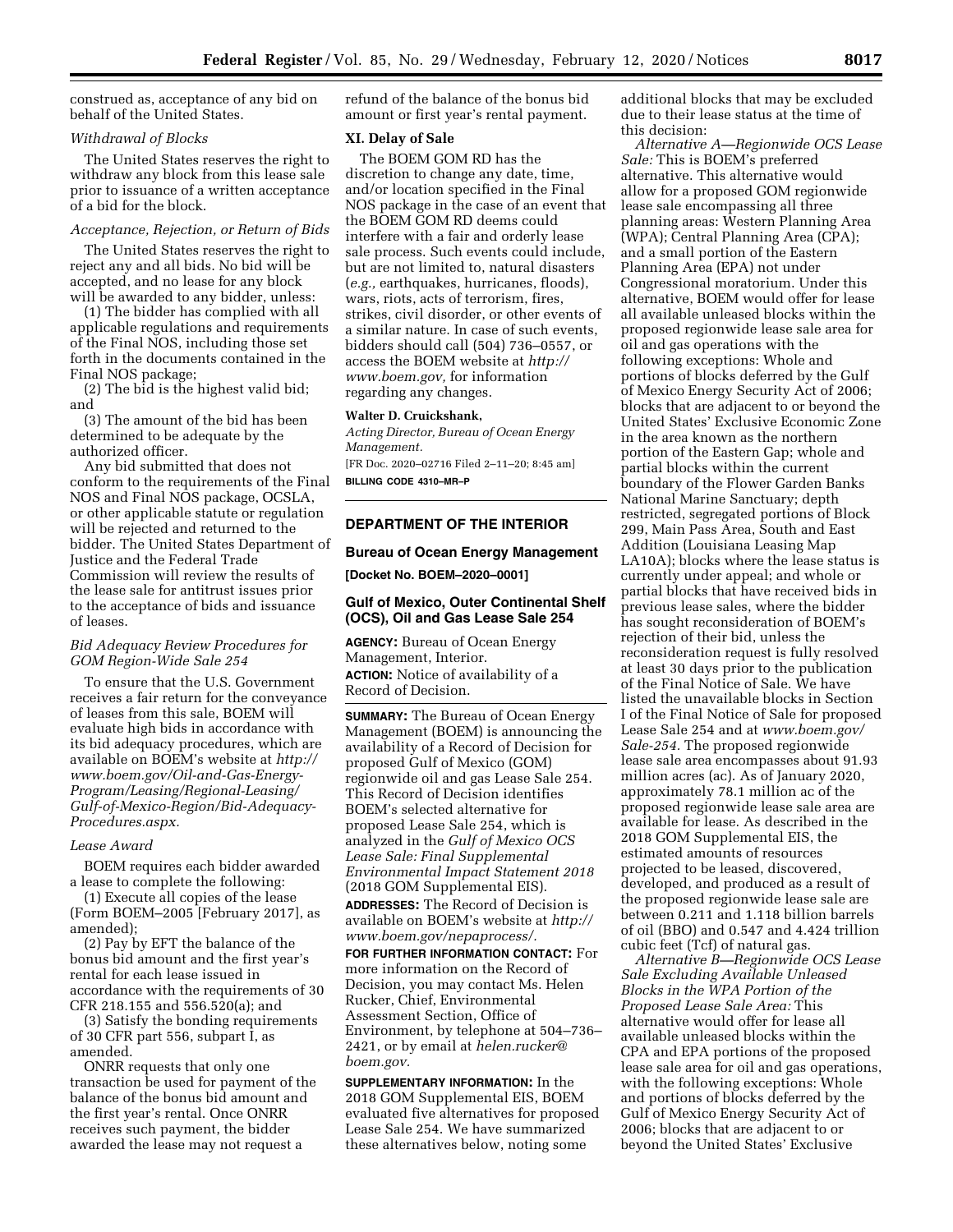construed as, acceptance of any bid on behalf of the United States.

*Withdrawal of Blocks*

The United States reserves the right to withdraw any block from this lease sale prior to issuance of a written acceptance of a bid for the block.

*Acceptance, Rejection, or Return of Bids*

The United States reserves the right to reject any and all bids. No bid will be accepted, and no lease for any block will be awarded to any bidder, unless:

(1) The bidder has complied with all applicable regulations and requirements of the Final NOS, including those set forth in the documents contained in the Final NOS package;

(2) The bid is the highest valid bid; and

(3) The amount of the bid has been determined to be adequate by the authorized officer.

Any bid submitted that does not conform to the requirements of the Final NOS and Final NOS package, OCSLA, or other applicable statute or regulation will be rejected and returned to the bidder. The United States Department of Justice and the Federal Trade Commission will review the results of the lease sale for antitrust issues prior to the acceptance of bids and issuance of leases.

*Bid Adequacy Review Procedures for GOM Region-Wide Sale 254*

To ensure that the U.S. Government receives a fair return for the conveyance of leases from this sale, BOEM will evaluate high bids in accordance with its bid adequacy procedures, which are available on BOEM's website at *http://www.boem.gov/Oil-and-Gas-Energy-Program/Leasing/Regional-Leasing/Gulf-of-Mexico-Region/Bid-Adequacy-Procedures.aspx.*

*Lease Award*

BOEM requires each bidder awarded a lease to complete the following:

(1) Execute all copies of the lease (Form BOEM–2005 [February 2017], as amended);

(2) Pay by EFT the balance of the bonus bid amount and the first year's rental for each lease issued in accordance with the requirements of 30 CFR 218.155 and 556.520(a); and

(3) Satisfy the bonding requirements of 30 CFR part 556, subpart I, as amended.

ONRR requests that only one transaction be used for payment of the balance of the bonus bid amount and the first year's rental. Once ONRR receives such payment, the bidder awarded the lease may not request a refund of the balance of the bonus bid amount or first year's rental payment.

**XI. Delay of Sale**

The BOEM GOM RD has the discretion to change any date, time, and/or location specified in the Final NOS package in the case of an event that the BOEM GOM RD deems could interfere with a fair and orderly lease sale process. Such events could include, but are not limited to, natural disasters (*e.g.,* earthquakes, hurricanes, floods), wars, riots, acts of terrorism, fires, strikes, civil disorder, or other events of a similar nature. In case of such events, bidders should call (504) 736–0557, or access the BOEM website at *http://www.boem.gov,* for information regarding any changes.

**Walter D. Cruickshank,**

*Acting Director, Bureau of Ocean Energy Management.*

[FR Doc. 2020–02716 Filed 2–11–20; 8:45 am]

**BILLING CODE 4310–MR–P**

---

## DEPARTMENT OF THE INTERIOR

### Bureau of Ocean Energy Management

**[Docket No. BOEM–2020–0001]**

### Gulf of Mexico, Outer Continental Shelf (OCS), Oil and Gas Lease Sale 254

**AGENCY:** Bureau of Ocean Energy Management, Interior.

**ACTION:** Notice of availability of a Record of Decision.

**SUMMARY:** The Bureau of Ocean Energy Management (BOEM) is announcing the availability of a Record of Decision for proposed Gulf of Mexico (GOM) regionwide oil and gas Lease Sale 254. This Record of Decision identifies BOEM's selected alternative for proposed Lease Sale 254, which is analyzed in the *Gulf of Mexico OCS Lease Sale: Final Supplemental Environmental Impact Statement 2018* (2018 GOM Supplemental EIS).

**ADDRESSES:** The Record of Decision is available on BOEM's website at *http://www.boem.gov/nepaprocess/.*

**FOR FURTHER INFORMATION CONTACT:** For more information on the Record of Decision, you may contact Ms. Helen Rucker, Chief, Environmental Assessment Section, Office of Environment, by telephone at 504–736–2421, or by email at *helen.rucker@boem.gov.*

**SUPPLEMENTARY INFORMATION:** In the 2018 GOM Supplemental EIS, BOEM evaluated five alternatives for proposed Lease Sale 254. We have summarized these alternatives below, noting some additional blocks that may be excluded due to their lease status at the time of this decision:

*Alternative A—Regionwide OCS Lease Sale:* This is BOEM's preferred alternative. This alternative would allow for a proposed GOM regionwide lease sale encompassing all three planning areas: Western Planning Area (WPA); Central Planning Area (CPA); and a small portion of the Eastern Planning Area (EPA) not under Congressional moratorium. Under this alternative, BOEM would offer for lease all available unleased blocks within the proposed regionwide lease sale area for oil and gas operations with the following exceptions: Whole and portions of blocks deferred by the Gulf of Mexico Energy Security Act of 2006; blocks that are adjacent to or beyond the United States' Exclusive Economic Zone in the area known as the northern portion of the Eastern Gap; whole and partial blocks within the current boundary of the Flower Garden Banks National Marine Sanctuary; depth restricted, segregated portions of Block 299, Main Pass Area, South and East Addition (Louisiana Leasing Map LA10A); blocks where the lease status is currently under appeal; and whole or partial blocks that have received bids in previous lease sales, where the bidder has sought reconsideration of BOEM's rejection of their bid, unless the reconsideration request is fully resolved at least 30 days prior to the publication of the Final Notice of Sale. We have listed the unavailable blocks in Section I of the Final Notice of Sale for proposed Lease Sale 254 and at *www.boem.gov/Sale-254.* The proposed regionwide lease sale area encompasses about 91.93 million acres (ac). As of January 2020, approximately 78.1 million ac of the proposed regionwide lease sale area are available for lease. As described in the 2018 GOM Supplemental EIS, the estimated amounts of resources projected to be leased, discovered, developed, and produced as a result of the proposed regionwide lease sale are between 0.211 and 1.118 billion barrels of oil (BBO) and 0.547 and 4.424 trillion cubic feet (Tcf) of natural gas.

*Alternative B—Regionwide OCS Lease Sale Excluding Available Unleased Blocks in the WPA Portion of the Proposed Lease Sale Area:* This alternative would offer for lease all available unleased blocks within the CPA and EPA portions of the proposed lease sale area for oil and gas operations, with the following exceptions: Whole and portions of blocks deferred by the Gulf of Mexico Energy Security Act of 2006; blocks that are adjacent to or beyond the United States' Exclusive